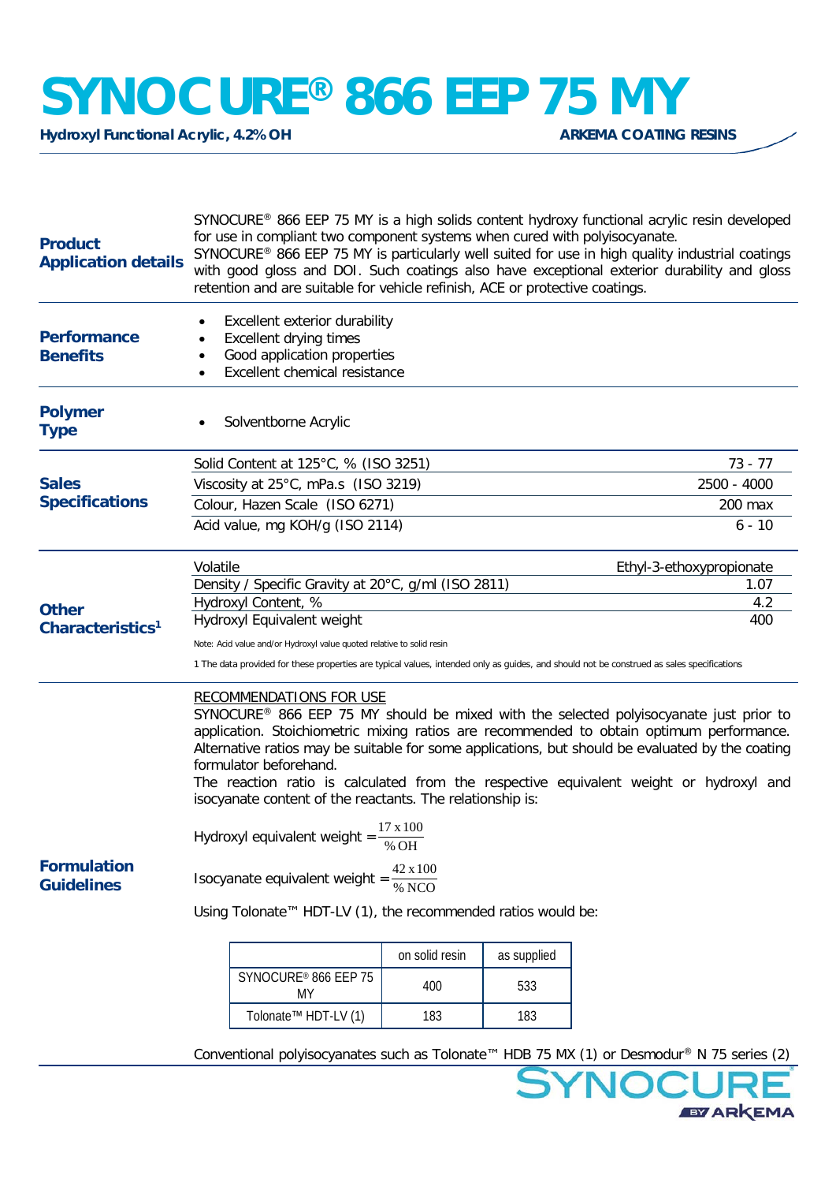# SYNOCURE® 866 EEP 75 MY

**Hydroxyl Functional Acrylic, 4.2% OH** — **ARKEMA COATING RESINS**

## Product Application details

SYNOCURE® 866 EEP 75 MY is a high solids content hydroxy functional acrylic resin developed for use in compliant two component systems when cured with polyisocyanate.
SYNOCURE® 866 EEP 75 MY is particularly well suited for use in high quality industrial coatings with good gloss and DOI. Such coatings also have exceptional exterior durability and gloss retention and are suitable for vehicle refinish, ACE or protective coatings.

## Performance Benefits

- Excellent exterior durability
- Excellent drying times
- Good application properties
- Excellent chemical resistance

## Polymer Type

- Solventborne Acrylic

## Sales Specifications

| Property | Value |
| --- | --- |
| Solid Content at 125°C, % (ISO 3251) | 73 - 77 |
| Viscosity at 25°C, mPa.s (ISO 3219) | 2500 - 4000 |
| Colour, Hazen Scale (ISO 6271) | 200 max |
| Acid value, mg KOH/g (ISO 2114) | 6 - 10 |

## Other Characteristics[1]

| Property | Value |
| --- | --- |
| Volatile | Ethyl-3-ethoxypropionate |
| Density / Specific Gravity at 20°C, g/ml (ISO 2811) | 1.07 |
| Hydroxyl Content, % | 4.2 |
| Hydroxyl Equivalent weight | 400 |

Note: Acid value and/or Hydroxyl value quoted relative to solid resin

1 The data provided for these properties are typical values, intended only as guides, and should not be construed as sales specifications

## Formulation Guidelines

RECOMMENDATIONS FOR USE

SYNOCURE® 866 EEP 75 MY should be mixed with the selected polyisocyanate just prior to application. Stoichiometric mixing ratios are recommended to obtain optimum performance. Alternative ratios may be suitable for some applications, but should be evaluated by the coating formulator beforehand.
The reaction ratio is calculated from the respective equivalent weight or hydroxyl and isocyanate content of the reactants. The relationship is:

$$\text{Hydroxyl equivalent weight} = \frac{17 \times 100}{\% \text{OH}}$$

$$\text{Isocyanate equivalent weight} = \frac{42 \times 100}{\% \text{NCO}}$$

Using Tolonate™ HDT-LV (1), the recommended ratios would be:

| | on solid resin | as supplied |
| --- | --- | --- |
| SYNOCURE® 866 EEP 75 MY | 400 | 533 |
| Tolonate™ HDT-LV (1) | 183 | 183 |

Conventional polyisocyanates such as Tolonate™ HDB 75 MX (1) or Desmodur® N 75 series (2)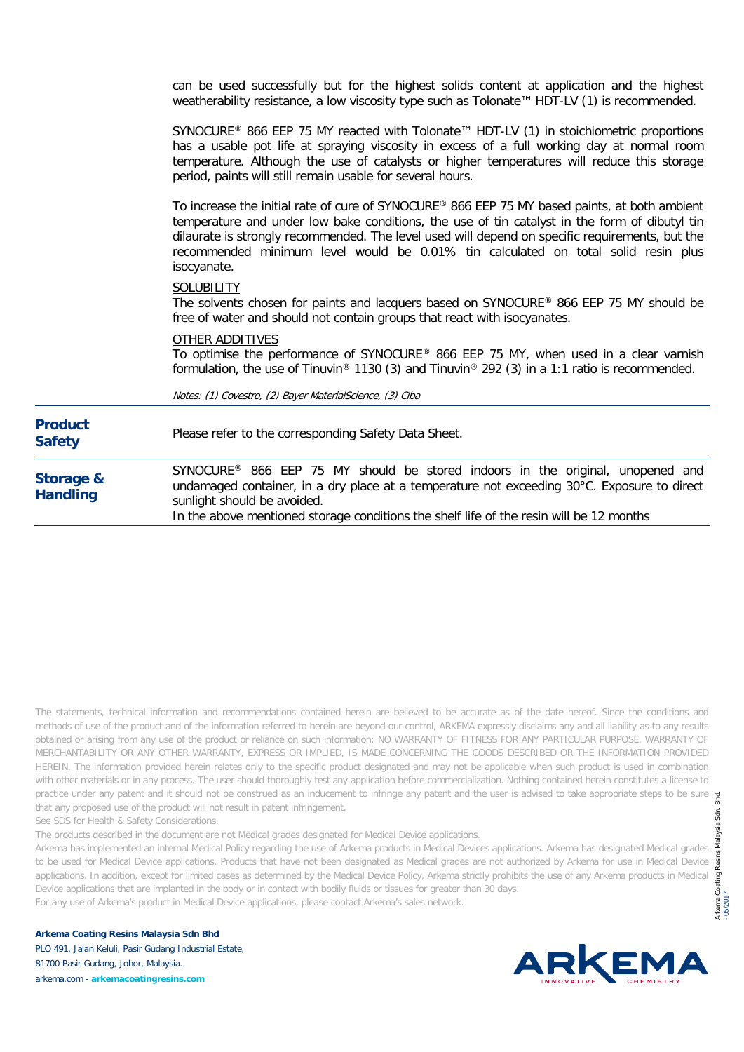can be used successfully but for the highest solids content at application and the highest weatherability resistance, a low viscosity type such as Tolonate™ HDT-LV (1) is recommended.

SYNOCURE® 866 EEP 75 MY reacted with Tolonate™ HDT-LV (1) in stoichiometric proportions has a usable pot life at spraying viscosity in excess of a full working day at normal room temperature. Although the use of catalysts or higher temperatures will reduce this storage period, paints will still remain usable for several hours.

To increase the initial rate of cure of SYNOCURE® 866 EEP 75 MY based paints, at both ambient temperature and under low bake conditions, the use of tin catalyst in the form of dibutyl tin dilaurate is strongly recommended. The level used will depend on specific requirements, but the recommended minimum level would be 0.01% tin calculated on total solid resin plus isocyanate.

SOLUBILITY

The solvents chosen for paints and lacquers based on SYNOCURE® 866 EEP 75 MY should be free of water and should not contain groups that react with isocyanates.

OTHER ADDITIVES

To optimise the performance of SYNOCURE® 866 EEP 75 MY, when used in a clear varnish formulation, the use of Tinuvin® 1130 (3) and Tinuvin® 292 (3) in a 1:1 ratio is recommended.

*Notes: (1) Covestro, (2) Bayer MaterialScience, (3) Ciba*

## Product Safety

Please refer to the corresponding Safety Data Sheet.

## Storage & Handling

SYNOCURE® 866 EEP 75 MY should be stored indoors in the original, unopened and undamaged container, in a dry place at a temperature not exceeding 30°C. Exposure to direct sunlight should be avoided.

In the above mentioned storage conditions the shelf life of the resin will be 12 months

The statements, technical information and recommendations contained herein are believed to be accurate as of the date hereof. Since the conditions and methods of use of the product and of the information referred to herein are beyond our control, ARKEMA expressly disclaims any and all liability as to any results obtained or arising from any use of the product or reliance on such information; NO WARRANTY OF FITNESS FOR ANY PARTICULAR PURPOSE, WARRANTY OF MERCHANTABILITY OR ANY OTHER WARRANTY, EXPRESS OR IMPLIED, IS MADE CONCERNING THE GOODS DESCRIBED OR THE INFORMATION PROVIDED HEREIN. The information provided herein relates only to the specific product designated and may not be applicable when such product is used in combination with other materials or in any process. The user should thoroughly test any application before commercialization. Nothing contained herein constitutes a license to practice under any patent and it should not be construed as an inducement to infringe any patent and the user is advised to take appropriate steps to be sure that any proposed use of the product will not result in patent infringement.

See SDS for Health & Safety Considerations.

The products described in the document are not Medical grades designated for Medical Device applications.

Arkema has implemented an internal Medical Policy regarding the use of Arkema products in Medical Devices applications. Arkema has designated Medical grades to be used for Medical Device applications. Products that have not been designated as Medical grades are not authorized by Arkema for use in Medical Device applications. In addition, except for limited cases as determined by the Medical Device Policy, Arkema strictly prohibits the use of any Arkema products in Medical Device applications that are implanted in the body or in contact with bodily fluids or tissues for greater than 30 days.

For any use of Arkema's product in Medical Device applications, please contact Arkema's sales network.

**Arkema Coating Resins Malaysia Sdn Bhd**
PLO 491, Jalan Keluli, Pasir Gudang Industrial Estate,
81700 Pasir Gudang, Johor, Malaysia.
arkema.com - **arkemacoatingresins.com**

ARKEMA INNOVATIVE CHEMISTRY

Arkema Coating Resins Malaysia Sdn. Bhd. - 05/2017